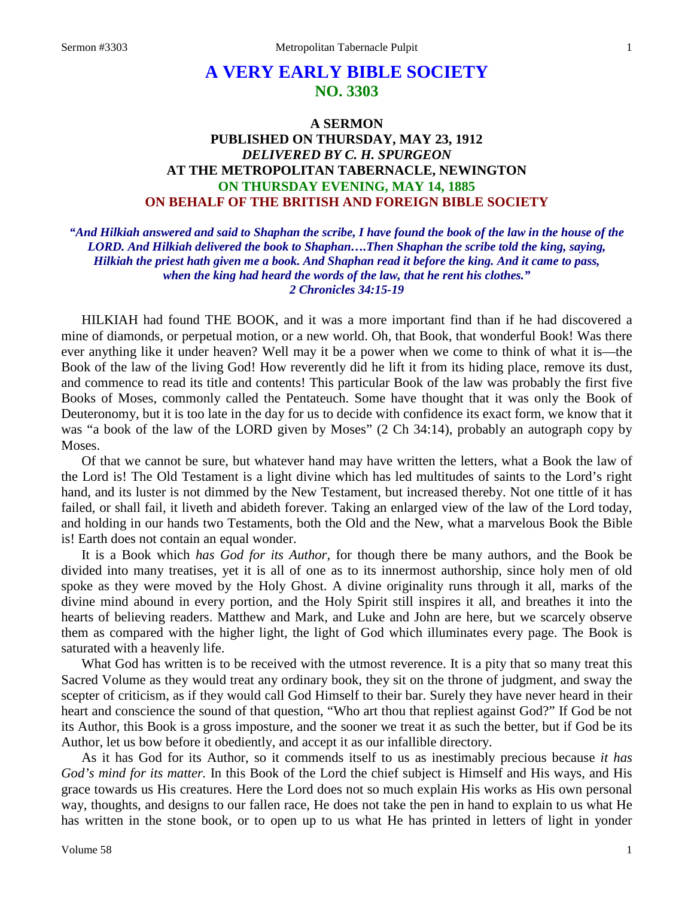# A VERY EARLY BIBLE SOCIETY
## NO. 3303

### A SERMON
### PUBLISHED ON THURSDAY, MAY 23, 1912
### *DELIVERED BY C. H. SPURGEON*
### AT THE METROPOLITAN TABERNACLE, NEWINGTON
### ON THURSDAY EVENING, MAY 14, 1885
### ON BEHALF OF THE BRITISH AND FOREIGN BIBLE SOCIETY

***"And Hilkiah answered and said to Shaphan the scribe, I have found the book of the law in the house of the LORD. And Hilkiah delivered the book to Shaphan….Then Shaphan the scribe told the king, saying, Hilkiah the priest hath given me a book. And Shaphan read it before the king. And it came to pass, when the king had heard the words of the law, that he rent his clothes."***
***2 Chronicles 34:15-19***

HILKIAH had found THE BOOK, and it was a more important find than if he had discovered a mine of diamonds, or perpetual motion, or a new world. Oh, that Book, that wonderful Book! Was there ever anything like it under heaven? Well may it be a power when we come to think of what it is—the Book of the law of the living God! How reverently did he lift it from its hiding place, remove its dust, and commence to read its title and contents! This particular Book of the law was probably the first five Books of Moses, commonly called the Pentateuch. Some have thought that it was only the Book of Deuteronomy, but it is too late in the day for us to decide with confidence its exact form, we know that it was "a book of the law of the LORD given by Moses" (2 Ch 34:14), probably an autograph copy by Moses.

Of that we cannot be sure, but whatever hand may have written the letters, what a Book the law of the Lord is! The Old Testament is a light divine which has led multitudes of saints to the Lord's right hand, and its luster is not dimmed by the New Testament, but increased thereby. Not one tittle of it has failed, or shall fail, it liveth and abideth forever. Taking an enlarged view of the law of the Lord today, and holding in our hands two Testaments, both the Old and the New, what a marvelous Book the Bible is! Earth does not contain an equal wonder.

It is a Book which *has God for its Author,* for though there be many authors, and the Book be divided into many treatises, yet it is all of one as to its innermost authorship, since holy men of old spoke as they were moved by the Holy Ghost. A divine originality runs through it all, marks of the divine mind abound in every portion, and the Holy Spirit still inspires it all, and breathes it into the hearts of believing readers. Matthew and Mark, and Luke and John are here, but we scarcely observe them as compared with the higher light, the light of God which illuminates every page. The Book is saturated with a heavenly life.

What God has written is to be received with the utmost reverence. It is a pity that so many treat this Sacred Volume as they would treat any ordinary book, they sit on the throne of judgment, and sway the scepter of criticism, as if they would call God Himself to their bar. Surely they have never heard in their heart and conscience the sound of that question, "Who art thou that repliest against God?" If God be not its Author, this Book is a gross imposture, and the sooner we treat it as such the better, but if God be its Author, let us bow before it obediently, and accept it as our infallible directory.

As it has God for its Author, so it commends itself to us as inestimably precious because *it has God's mind for its matter.* In this Book of the Lord the chief subject is Himself and His ways, and His grace towards us His creatures. Here the Lord does not so much explain His works as His own personal way, thoughts, and designs to our fallen race, He does not take the pen in hand to explain to us what He has written in the stone book, or to open up to us what He has printed in letters of light in yonder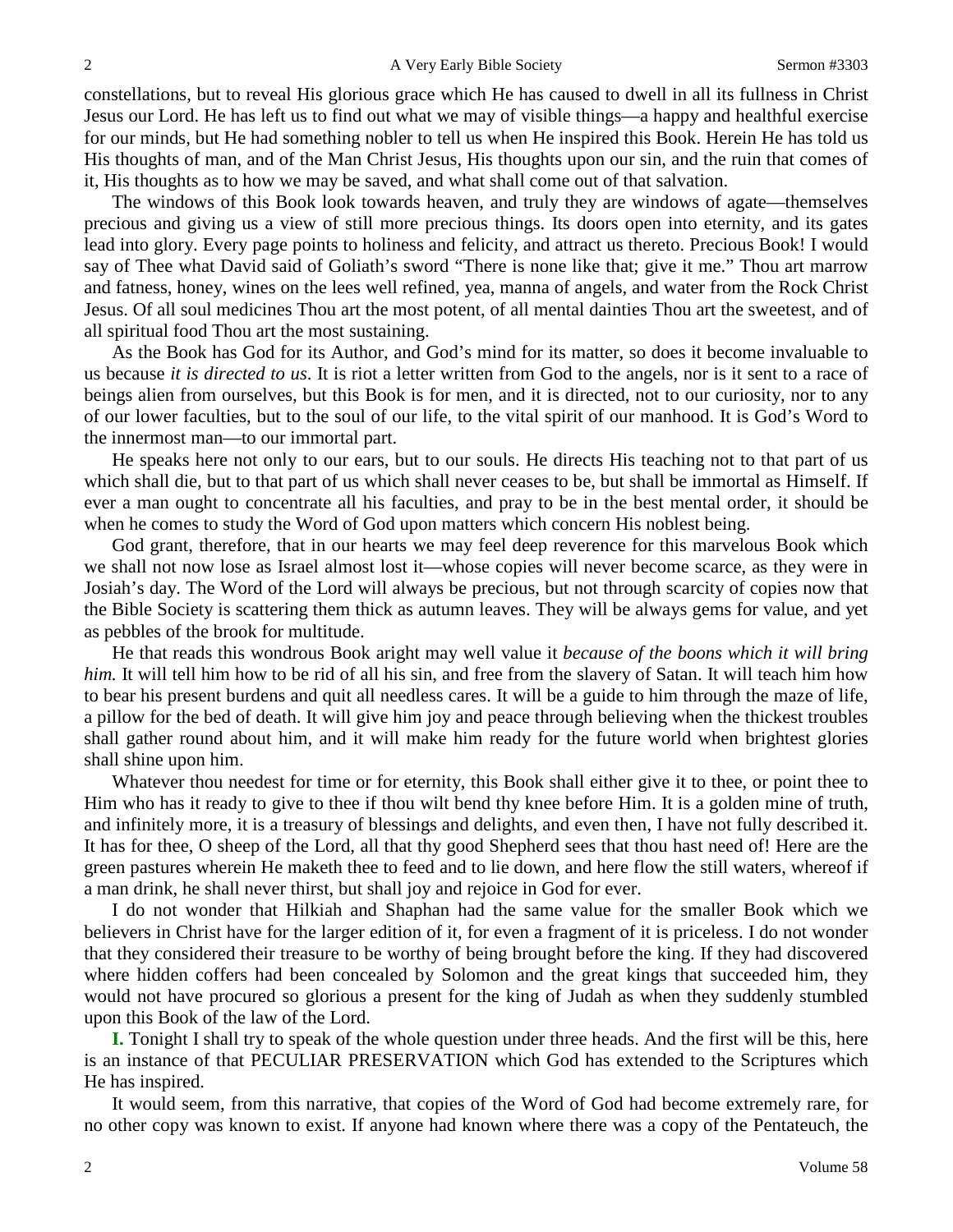constellations, but to reveal His glorious grace which He has caused to dwell in all its fullness in Christ Jesus our Lord. He has left us to find out what we may of visible things—a happy and healthful exercise for our minds, but He had something nobler to tell us when He inspired this Book. Herein He has told us His thoughts of man, and of the Man Christ Jesus, His thoughts upon our sin, and the ruin that comes of it, His thoughts as to how we may be saved, and what shall come out of that salvation.

The windows of this Book look towards heaven, and truly they are windows of agate—themselves precious and giving us a view of still more precious things. Its doors open into eternity, and its gates lead into glory. Every page points to holiness and felicity, and attract us thereto. Precious Book! I would say of Thee what David said of Goliath's sword "There is none like that; give it me." Thou art marrow and fatness, honey, wines on the lees well refined, yea, manna of angels, and water from the Rock Christ Jesus. Of all soul medicines Thou art the most potent, of all mental dainties Thou art the sweetest, and of all spiritual food Thou art the most sustaining.

As the Book has God for its Author, and God's mind for its matter, so does it become invaluable to us because *it is directed to us*. It is riot a letter written from God to the angels, nor is it sent to a race of beings alien from ourselves, but this Book is for men, and it is directed, not to our curiosity, nor to any of our lower faculties, but to the soul of our life, to the vital spirit of our manhood. It is God's Word to the innermost man—to our immortal part.

He speaks here not only to our ears, but to our souls. He directs His teaching not to that part of us which shall die, but to that part of us which shall never ceases to be, but shall be immortal as Himself. If ever a man ought to concentrate all his faculties, and pray to be in the best mental order, it should be when he comes to study the Word of God upon matters which concern His noblest being.

God grant, therefore, that in our hearts we may feel deep reverence for this marvelous Book which we shall not now lose as Israel almost lost it—whose copies will never become scarce, as they were in Josiah's day. The Word of the Lord will always be precious, but not through scarcity of copies now that the Bible Society is scattering them thick as autumn leaves. They will be always gems for value, and yet as pebbles of the brook for multitude.

He that reads this wondrous Book aright may well value it *because of the boons which it will bring him.* It will tell him how to be rid of all his sin, and free from the slavery of Satan. It will teach him how to bear his present burdens and quit all needless cares. It will be a guide to him through the maze of life, a pillow for the bed of death. It will give him joy and peace through believing when the thickest troubles shall gather round about him, and it will make him ready for the future world when brightest glories shall shine upon him.

Whatever thou needest for time or for eternity, this Book shall either give it to thee, or point thee to Him who has it ready to give to thee if thou wilt bend thy knee before Him. It is a golden mine of truth, and infinitely more, it is a treasury of blessings and delights, and even then, I have not fully described it. It has for thee, O sheep of the Lord, all that thy good Shepherd sees that thou hast need of! Here are the green pastures wherein He maketh thee to feed and to lie down, and here flow the still waters, whereof if a man drink, he shall never thirst, but shall joy and rejoice in God for ever.

I do not wonder that Hilkiah and Shaphan had the same value for the smaller Book which we believers in Christ have for the larger edition of it, for even a fragment of it is priceless. I do not wonder that they considered their treasure to be worthy of being brought before the king. If they had discovered where hidden coffers had been concealed by Solomon and the great kings that succeeded him, they would not have procured so glorious a present for the king of Judah as when they suddenly stumbled upon this Book of the law of the Lord.

**I.** Tonight I shall try to speak of the whole question under three heads. And the first will be this, here is an instance of that PECULIAR PRESERVATION which God has extended to the Scriptures which He has inspired.

It would seem, from this narrative, that copies of the Word of God had become extremely rare, for no other copy was known to exist. If anyone had known where there was a copy of the Pentateuch, the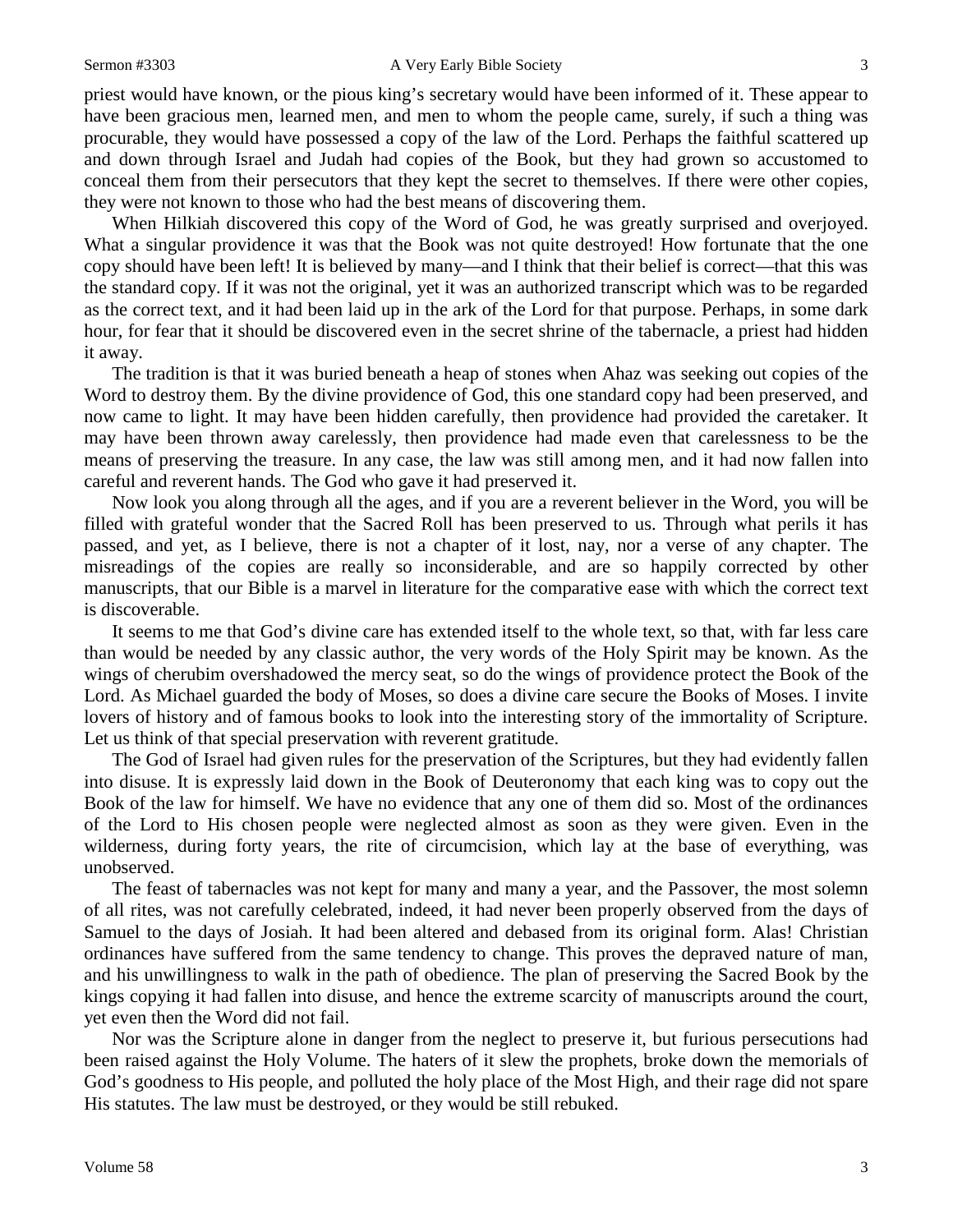priest would have known, or the pious king's secretary would have been informed of it. These appear to have been gracious men, learned men, and men to whom the people came, surely, if such a thing was procurable, they would have possessed a copy of the law of the Lord. Perhaps the faithful scattered up and down through Israel and Judah had copies of the Book, but they had grown so accustomed to conceal them from their persecutors that they kept the secret to themselves. If there were other copies, they were not known to those who had the best means of discovering them.

When Hilkiah discovered this copy of the Word of God, he was greatly surprised and overjoyed. What a singular providence it was that the Book was not quite destroyed! How fortunate that the one copy should have been left! It is believed by many—and I think that their belief is correct—that this was the standard copy. If it was not the original, yet it was an authorized transcript which was to be regarded as the correct text, and it had been laid up in the ark of the Lord for that purpose. Perhaps, in some dark hour, for fear that it should be discovered even in the secret shrine of the tabernacle, a priest had hidden it away.

The tradition is that it was buried beneath a heap of stones when Ahaz was seeking out copies of the Word to destroy them. By the divine providence of God, this one standard copy had been preserved, and now came to light. It may have been hidden carefully, then providence had provided the caretaker. It may have been thrown away carelessly, then providence had made even that carelessness to be the means of preserving the treasure. In any case, the law was still among men, and it had now fallen into careful and reverent hands. The God who gave it had preserved it.

Now look you along through all the ages, and if you are a reverent believer in the Word, you will be filled with grateful wonder that the Sacred Roll has been preserved to us. Through what perils it has passed, and yet, as I believe, there is not a chapter of it lost, nay, nor a verse of any chapter. The misreadings of the copies are really so inconsiderable, and are so happily corrected by other manuscripts, that our Bible is a marvel in literature for the comparative ease with which the correct text is discoverable.

It seems to me that God's divine care has extended itself to the whole text, so that, with far less care than would be needed by any classic author, the very words of the Holy Spirit may be known. As the wings of cherubim overshadowed the mercy seat, so do the wings of providence protect the Book of the Lord. As Michael guarded the body of Moses, so does a divine care secure the Books of Moses. I invite lovers of history and of famous books to look into the interesting story of the immortality of Scripture. Let us think of that special preservation with reverent gratitude.

The God of Israel had given rules for the preservation of the Scriptures, but they had evidently fallen into disuse. It is expressly laid down in the Book of Deuteronomy that each king was to copy out the Book of the law for himself. We have no evidence that any one of them did so. Most of the ordinances of the Lord to His chosen people were neglected almost as soon as they were given. Even in the wilderness, during forty years, the rite of circumcision, which lay at the base of everything, was unobserved.

The feast of tabernacles was not kept for many and many a year, and the Passover, the most solemn of all rites, was not carefully celebrated, indeed, it had never been properly observed from the days of Samuel to the days of Josiah. It had been altered and debased from its original form. Alas! Christian ordinances have suffered from the same tendency to change. This proves the depraved nature of man, and his unwillingness to walk in the path of obedience. The plan of preserving the Sacred Book by the kings copying it had fallen into disuse, and hence the extreme scarcity of manuscripts around the court, yet even then the Word did not fail.

Nor was the Scripture alone in danger from the neglect to preserve it, but furious persecutions had been raised against the Holy Volume. The haters of it slew the prophets, broke down the memorials of God's goodness to His people, and polluted the holy place of the Most High, and their rage did not spare His statutes. The law must be destroyed, or they would be still rebuked.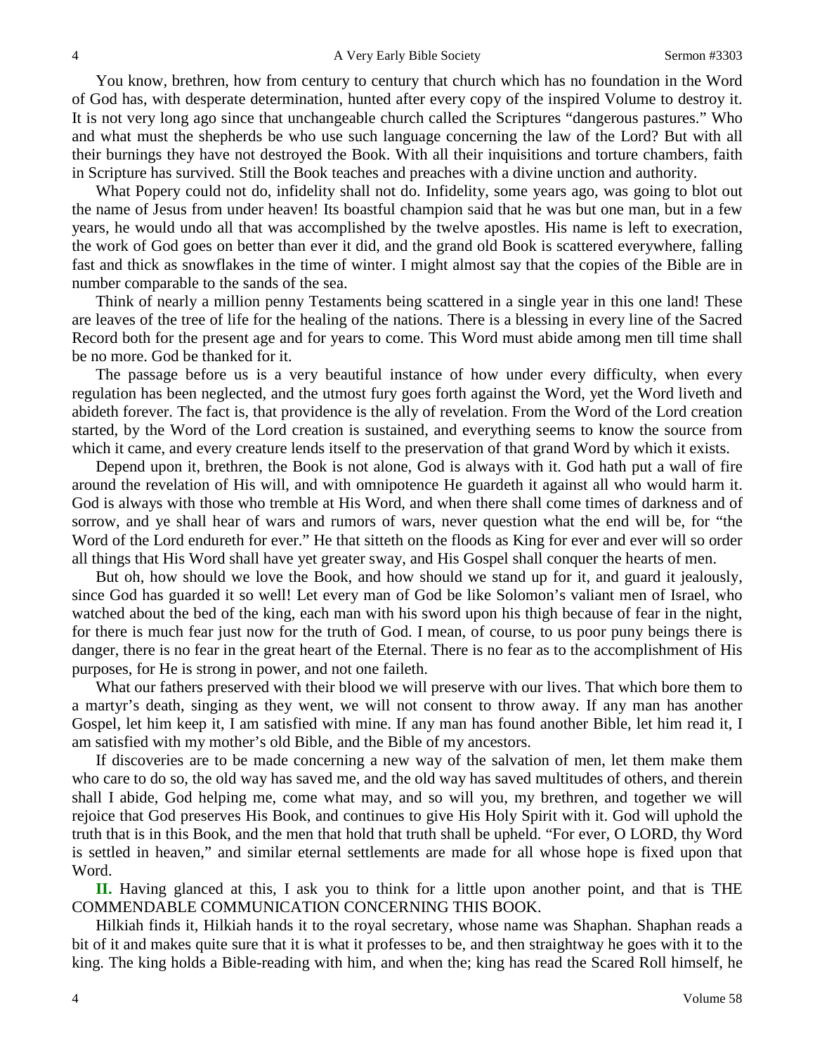You know, brethren, how from century to century that church which has no foundation in the Word of God has, with desperate determination, hunted after every copy of the inspired Volume to destroy it. It is not very long ago since that unchangeable church called the Scriptures "dangerous pastures." Who and what must the shepherds be who use such language concerning the law of the Lord? But with all their burnings they have not destroyed the Book. With all their inquisitions and torture chambers, faith in Scripture has survived. Still the Book teaches and preaches with a divine unction and authority.

What Popery could not do, infidelity shall not do. Infidelity, some years ago, was going to blot out the name of Jesus from under heaven! Its boastful champion said that he was but one man, but in a few years, he would undo all that was accomplished by the twelve apostles. His name is left to execration, the work of God goes on better than ever it did, and the grand old Book is scattered everywhere, falling fast and thick as snowflakes in the time of winter. I might almost say that the copies of the Bible are in number comparable to the sands of the sea.

Think of nearly a million penny Testaments being scattered in a single year in this one land! These are leaves of the tree of life for the healing of the nations. There is a blessing in every line of the Sacred Record both for the present age and for years to come. This Word must abide among men till time shall be no more. God be thanked for it.

The passage before us is a very beautiful instance of how under every difficulty, when every regulation has been neglected, and the utmost fury goes forth against the Word, yet the Word liveth and abideth forever. The fact is, that providence is the ally of revelation. From the Word of the Lord creation started, by the Word of the Lord creation is sustained, and everything seems to know the source from which it came, and every creature lends itself to the preservation of that grand Word by which it exists.

Depend upon it, brethren, the Book is not alone, God is always with it. God hath put a wall of fire around the revelation of His will, and with omnipotence He guardeth it against all who would harm it. God is always with those who tremble at His Word, and when there shall come times of darkness and of sorrow, and ye shall hear of wars and rumors of wars, never question what the end will be, for "the Word of the Lord endureth for ever." He that sitteth on the floods as King for ever and ever will so order all things that His Word shall have yet greater sway, and His Gospel shall conquer the hearts of men.

But oh, how should we love the Book, and how should we stand up for it, and guard it jealously, since God has guarded it so well! Let every man of God be like Solomon's valiant men of Israel, who watched about the bed of the king, each man with his sword upon his thigh because of fear in the night, for there is much fear just now for the truth of God. I mean, of course, to us poor puny beings there is danger, there is no fear in the great heart of the Eternal. There is no fear as to the accomplishment of His purposes, for He is strong in power, and not one faileth.

What our fathers preserved with their blood we will preserve with our lives. That which bore them to a martyr's death, singing as they went, we will not consent to throw away. If any man has another Gospel, let him keep it, I am satisfied with mine. If any man has found another Bible, let him read it, I am satisfied with my mother's old Bible, and the Bible of my ancestors.

If discoveries are to be made concerning a new way of the salvation of men, let them make them who care to do so, the old way has saved me, and the old way has saved multitudes of others, and therein shall I abide, God helping me, come what may, and so will you, my brethren, and together we will rejoice that God preserves His Book, and continues to give His Holy Spirit with it. God will uphold the truth that is in this Book, and the men that hold that truth shall be upheld. "For ever, O LORD, thy Word is settled in heaven," and similar eternal settlements are made for all whose hope is fixed upon that Word.

**II.** Having glanced at this, I ask you to think for a little upon another point, and that is THE COMMENDABLE COMMUNICATION CONCERNING THIS BOOK.

Hilkiah finds it, Hilkiah hands it to the royal secretary, whose name was Shaphan. Shaphan reads a bit of it and makes quite sure that it is what it professes to be, and then straightway he goes with it to the king. The king holds a Bible-reading with him, and when the; king has read the Scared Roll himself, he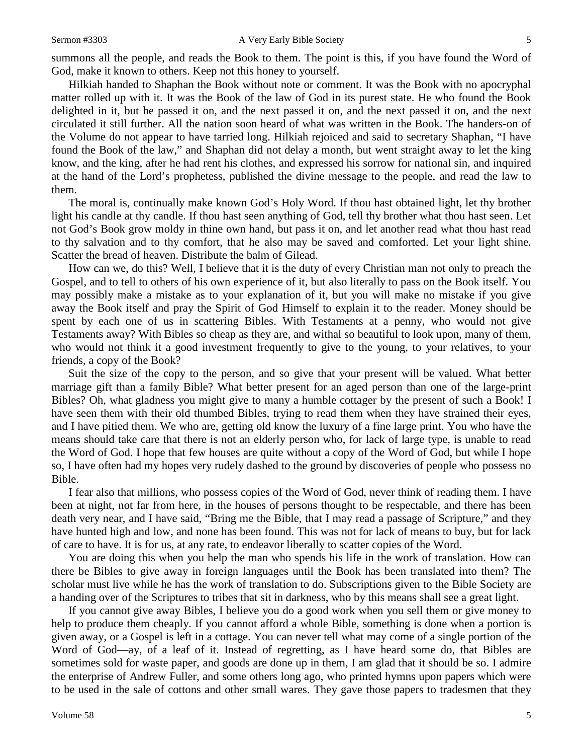summons all the people, and reads the Book to them. The point is this, if you have found the Word of God, make it known to others. Keep not this honey to yourself.

Hilkiah handed to Shaphan the Book without note or comment. It was the Book with no apocryphal matter rolled up with it. It was the Book of the law of God in its purest state. He who found the Book delighted in it, but he passed it on, and the next passed it on, and the next passed it on, and the next circulated it still further. All the nation soon heard of what was written in the Book. The handers-on of the Volume do not appear to have tarried long. Hilkiah rejoiced and said to secretary Shaphan, "I have found the Book of the law," and Shaphan did not delay a month, but went straight away to let the king know, and the king, after he had rent his clothes, and expressed his sorrow for national sin, and inquired at the hand of the Lord's prophetess, published the divine message to the people, and read the law to them.

The moral is, continually make known God's Holy Word. If thou hast obtained light, let thy brother light his candle at thy candle. If thou hast seen anything of God, tell thy brother what thou hast seen. Let not God's Book grow moldy in thine own hand, but pass it on, and let another read what thou hast read to thy salvation and to thy comfort, that he also may be saved and comforted. Let your light shine. Scatter the bread of heaven. Distribute the balm of Gilead.

How can we, do this? Well, I believe that it is the duty of every Christian man not only to preach the Gospel, and to tell to others of his own experience of it, but also literally to pass on the Book itself. You may possibly make a mistake as to your explanation of it, but you will make no mistake if you give away the Book itself and pray the Spirit of God Himself to explain it to the reader. Money should be spent by each one of us in scattering Bibles. With Testaments at a penny, who would not give Testaments away? With Bibles so cheap as they are, and withal so beautiful to look upon, many of them, who would not think it a good investment frequently to give to the young, to your relatives, to your friends, a copy of the Book?

Suit the size of the copy to the person, and so give that your present will be valued. What better marriage gift than a family Bible? What better present for an aged person than one of the large-print Bibles? Oh, what gladness you might give to many a humble cottager by the present of such a Book! I have seen them with their old thumbed Bibles, trying to read them when they have strained their eyes, and I have pitied them. We who are, getting old know the luxury of a fine large print. You who have the means should take care that there is not an elderly person who, for lack of large type, is unable to read the Word of God. I hope that few houses are quite without a copy of the Word of God, but while I hope so, I have often had my hopes very rudely dashed to the ground by discoveries of people who possess no Bible.

I fear also that millions, who possess copies of the Word of God, never think of reading them. I have been at night, not far from here, in the houses of persons thought to be respectable, and there has been death very near, and I have said, "Bring me the Bible, that I may read a passage of Scripture," and they have hunted high and low, and none has been found. This was not for lack of means to buy, but for lack of care to have. It is for us, at any rate, to endeavor liberally to scatter copies of the Word.

You are doing this when you help the man who spends his life in the work of translation. How can there be Bibles to give away in foreign languages until the Book has been translated into them? The scholar must live while he has the work of translation to do. Subscriptions given to the Bible Society are a handing over of the Scriptures to tribes that sit in darkness, who by this means shall see a great light.

If you cannot give away Bibles, I believe you do a good work when you sell them or give money to help to produce them cheaply. If you cannot afford a whole Bible, something is done when a portion is given away, or a Gospel is left in a cottage. You can never tell what may come of a single portion of the Word of God—ay, of a leaf of it. Instead of regretting, as I have heard some do, that Bibles are sometimes sold for waste paper, and goods are done up in them, I am glad that it should be so. I admire the enterprise of Andrew Fuller, and some others long ago, who printed hymns upon papers which were to be used in the sale of cottons and other small wares. They gave those papers to tradesmen that they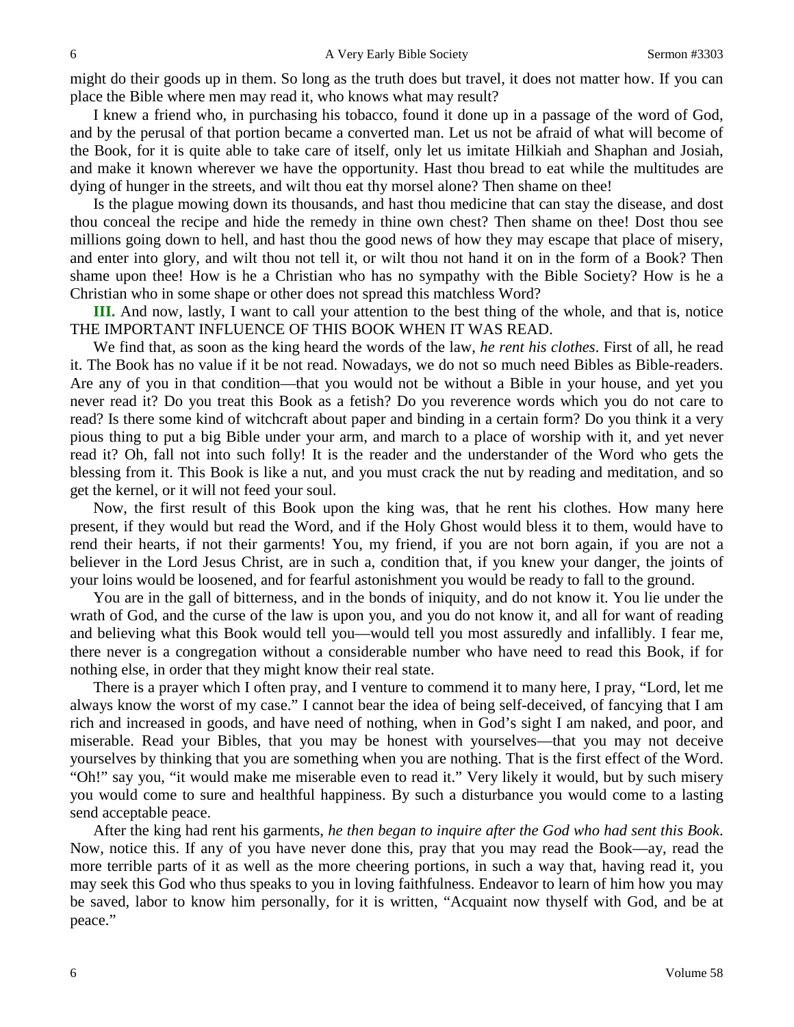might do their goods up in them. So long as the truth does but travel, it does not matter how. If you can place the Bible where men may read it, who knows what may result?

I knew a friend who, in purchasing his tobacco, found it done up in a passage of the word of God, and by the perusal of that portion became a converted man. Let us not be afraid of what will become of the Book, for it is quite able to take care of itself, only let us imitate Hilkiah and Shaphan and Josiah, and make it known wherever we have the opportunity. Hast thou bread to eat while the multitudes are dying of hunger in the streets, and wilt thou eat thy morsel alone? Then shame on thee!

Is the plague mowing down its thousands, and hast thou medicine that can stay the disease, and dost thou conceal the recipe and hide the remedy in thine own chest? Then shame on thee! Dost thou see millions going down to hell, and hast thou the good news of how they may escape that place of misery, and enter into glory, and wilt thou not tell it, or wilt thou not hand it on in the form of a Book? Then shame upon thee! How is he a Christian who has no sympathy with the Bible Society? How is he a Christian who in some shape or other does not spread this matchless Word?

**III.** And now, lastly, I want to call your attention to the best thing of the whole, and that is, notice THE IMPORTANT INFLUENCE OF THIS BOOK WHEN IT WAS READ.

We find that, as soon as the king heard the words of the law, *he rent his clothes*. First of all, he read it. The Book has no value if it be not read. Nowadays, we do not so much need Bibles as Bible-readers. Are any of you in that condition—that you would not be without a Bible in your house, and yet you never read it? Do you treat this Book as a fetish? Do you reverence words which you do not care to read? Is there some kind of witchcraft about paper and binding in a certain form? Do you think it a very pious thing to put a big Bible under your arm, and march to a place of worship with it, and yet never read it? Oh, fall not into such folly! It is the reader and the understander of the Word who gets the blessing from it. This Book is like a nut, and you must crack the nut by reading and meditation, and so get the kernel, or it will not feed your soul.

Now, the first result of this Book upon the king was, that he rent his clothes. How many here present, if they would but read the Word, and if the Holy Ghost would bless it to them, would have to rend their hearts, if not their garments! You, my friend, if you are not born again, if you are not a believer in the Lord Jesus Christ, are in such a, condition that, if you knew your danger, the joints of your loins would be loosened, and for fearful astonishment you would be ready to fall to the ground.

You are in the gall of bitterness, and in the bonds of iniquity, and do not know it. You lie under the wrath of God, and the curse of the law is upon you, and you do not know it, and all for want of reading and believing what this Book would tell you—would tell you most assuredly and infallibly. I fear me, there never is a congregation without a considerable number who have need to read this Book, if for nothing else, in order that they might know their real state.

There is a prayer which I often pray, and I venture to commend it to many here, I pray, "Lord, let me always know the worst of my case." I cannot bear the idea of being self-deceived, of fancying that I am rich and increased in goods, and have need of nothing, when in God's sight I am naked, and poor, and miserable. Read your Bibles, that you may be honest with yourselves—that you may not deceive yourselves by thinking that you are something when you are nothing. That is the first effect of the Word. "Oh!" say you, "it would make me miserable even to read it." Very likely it would, but by such misery you would come to sure and healthful happiness. By such a disturbance you would come to a lasting send acceptable peace.

After the king had rent his garments, *he then began to inquire after the God who had sent this Book*. Now, notice this. If any of you have never done this, pray that you may read the Book—ay, read the more terrible parts of it as well as the more cheering portions, in such a way that, having read it, you may seek this God who thus speaks to you in loving faithfulness. Endeavor to learn of him how you may be saved, labor to know him personally, for it is written, "Acquaint now thyself with God, and be at peace."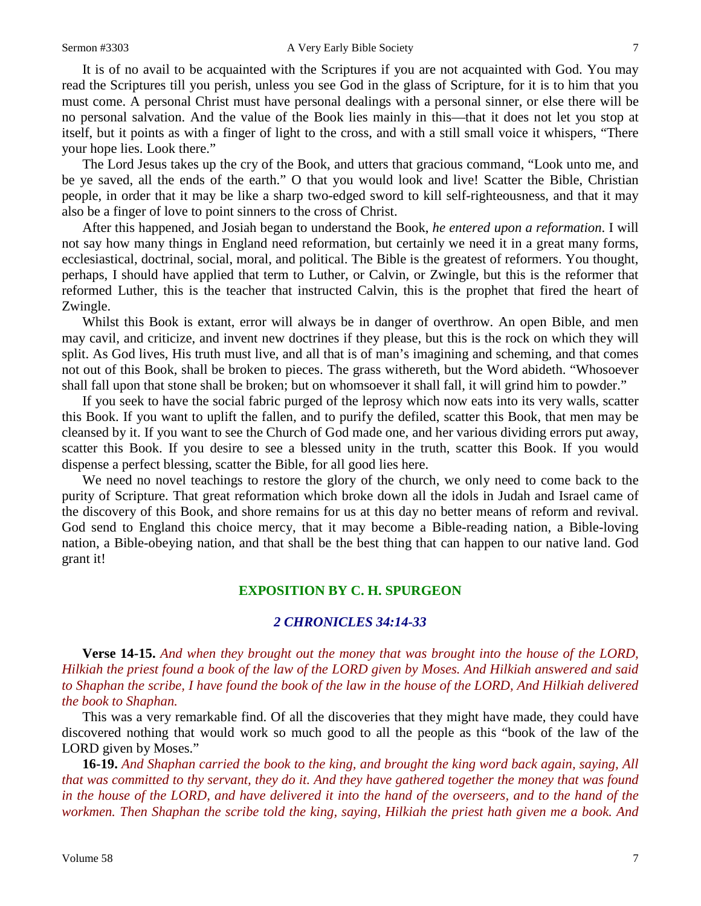It is of no avail to be acquainted with the Scriptures if you are not acquainted with God. You may read the Scriptures till you perish, unless you see God in the glass of Scripture, for it is to him that you must come. A personal Christ must have personal dealings with a personal sinner, or else there will be no personal salvation. And the value of the Book lies mainly in this—that it does not let you stop at itself, but it points as with a finger of light to the cross, and with a still small voice it whispers, "There your hope lies. Look there."

The Lord Jesus takes up the cry of the Book, and utters that gracious command, "Look unto me, and be ye saved, all the ends of the earth." O that you would look and live! Scatter the Bible, Christian people, in order that it may be like a sharp two-edged sword to kill self-righteousness, and that it may also be a finger of love to point sinners to the cross of Christ.

After this happened, and Josiah began to understand the Book, *he entered upon a reformation*. I will not say how many things in England need reformation, but certainly we need it in a great many forms, ecclesiastical, doctrinal, social, moral, and political. The Bible is the greatest of reformers. You thought, perhaps, I should have applied that term to Luther, or Calvin, or Zwingle, but this is the reformer that reformed Luther, this is the teacher that instructed Calvin, this is the prophet that fired the heart of Zwingle.

Whilst this Book is extant, error will always be in danger of overthrow. An open Bible, and men may cavil, and criticize, and invent new doctrines if they please, but this is the rock on which they will split. As God lives, His truth must live, and all that is of man's imagining and scheming, and that comes not out of this Book, shall be broken to pieces. The grass withereth, but the Word abideth. "Whosoever shall fall upon that stone shall be broken; but on whomsoever it shall fall, it will grind him to powder."

If you seek to have the social fabric purged of the leprosy which now eats into its very walls, scatter this Book. If you want to uplift the fallen, and to purify the defiled, scatter this Book, that men may be cleansed by it. If you want to see the Church of God made one, and her various dividing errors put away, scatter this Book. If you desire to see a blessed unity in the truth, scatter this Book. If you would dispense a perfect blessing, scatter the Bible, for all good lies here.

We need no novel teachings to restore the glory of the church, we only need to come back to the purity of Scripture. That great reformation which broke down all the idols in Judah and Israel came of the discovery of this Book, and shore remains for us at this day no better means of reform and revival. God send to England this choice mercy, that it may become a Bible-reading nation, a Bible-loving nation, a Bible-obeying nation, and that shall be the best thing that can happen to our native land. God grant it!

## EXPOSITION BY C. H. SPURGEON

### *2 CHRONICLES 34:14-33*

**Verse 14-15.** *And when they brought out the money that was brought into the house of the LORD, Hilkiah the priest found a book of the law of the LORD given by Moses. And Hilkiah answered and said to Shaphan the scribe, I have found the book of the law in the house of the LORD, And Hilkiah delivered the book to Shaphan.*

This was a very remarkable find. Of all the discoveries that they might have made, they could have discovered nothing that would work so much good to all the people as this "book of the law of the LORD given by Moses."

**16-19.** *And Shaphan carried the book to the king, and brought the king word back again, saying, All that was committed to thy servant, they do it. And they have gathered together the money that was found in the house of the LORD, and have delivered it into the hand of the overseers, and to the hand of the workmen. Then Shaphan the scribe told the king, saying, Hilkiah the priest hath given me a book. And*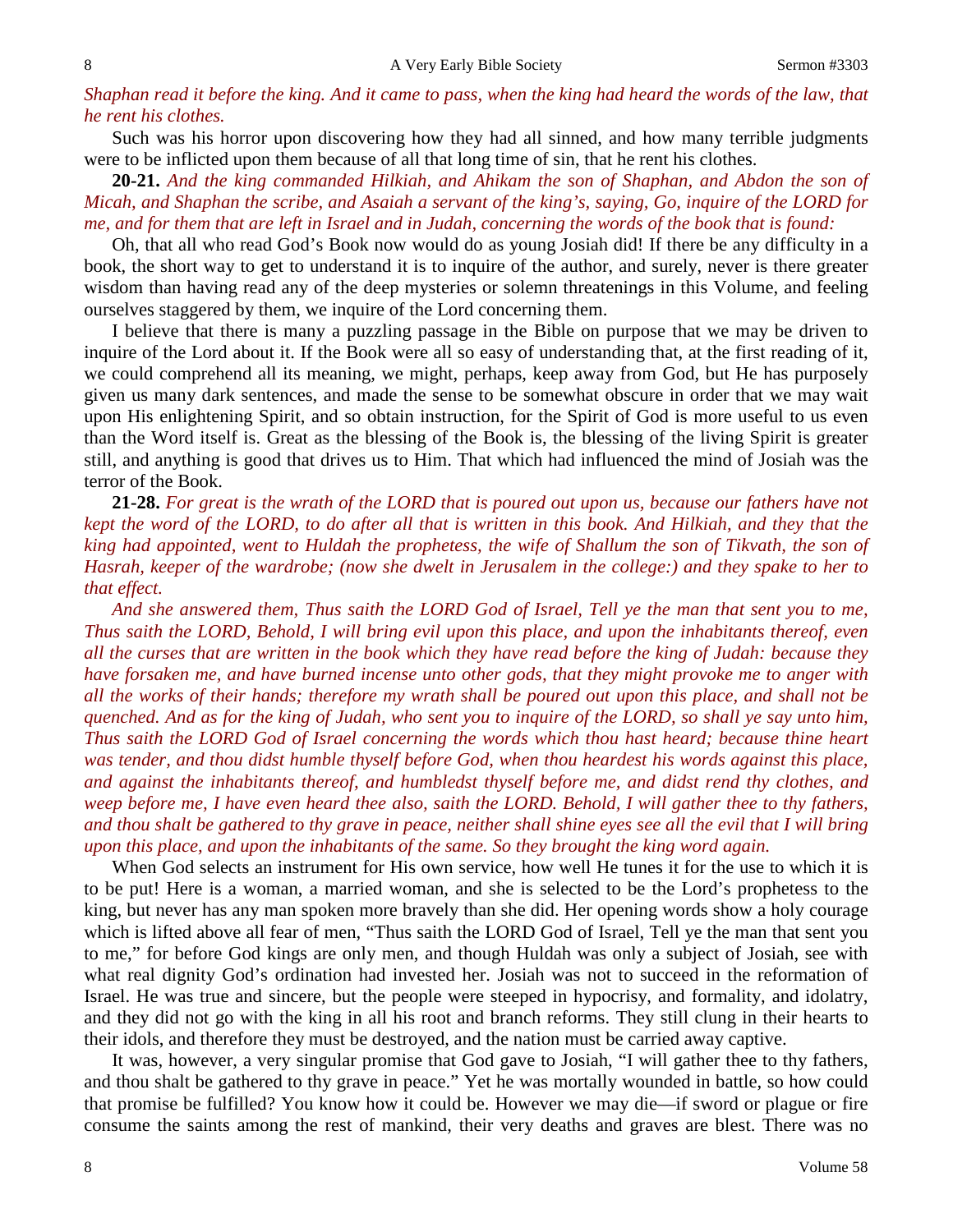*Shaphan read it before the king. And it came to pass, when the king had heard the words of the law, that he rent his clothes.*

Such was his horror upon discovering how they had all sinned, and how many terrible judgments were to be inflicted upon them because of all that long time of sin, that he rent his clothes.

**20-21.** *And the king commanded Hilkiah, and Ahikam the son of Shaphan, and Abdon the son of Micah, and Shaphan the scribe, and Asaiah a servant of the king's, saying, Go, inquire of the LORD for me, and for them that are left in Israel and in Judah, concerning the words of the book that is found:*

Oh, that all who read God's Book now would do as young Josiah did! If there be any difficulty in a book, the short way to get to understand it is to inquire of the author, and surely, never is there greater wisdom than having read any of the deep mysteries or solemn threatenings in this Volume, and feeling ourselves staggered by them, we inquire of the Lord concerning them.

I believe that there is many a puzzling passage in the Bible on purpose that we may be driven to inquire of the Lord about it. If the Book were all so easy of understanding that, at the first reading of it, we could comprehend all its meaning, we might, perhaps, keep away from God, but He has purposely given us many dark sentences, and made the sense to be somewhat obscure in order that we may wait upon His enlightening Spirit, and so obtain instruction, for the Spirit of God is more useful to us even than the Word itself is. Great as the blessing of the Book is, the blessing of the living Spirit is greater still, and anything is good that drives us to Him. That which had influenced the mind of Josiah was the terror of the Book.

**21-28.** *For great is the wrath of the LORD that is poured out upon us, because our fathers have not kept the word of the LORD, to do after all that is written in this book. And Hilkiah, and they that the king had appointed, went to Huldah the prophetess, the wife of Shallum the son of Tikvath, the son of Hasrah, keeper of the wardrobe; (now she dwelt in Jerusalem in the college:) and they spake to her to that effect.*

*And she answered them, Thus saith the LORD God of Israel, Tell ye the man that sent you to me, Thus saith the LORD, Behold, I will bring evil upon this place, and upon the inhabitants thereof, even all the curses that are written in the book which they have read before the king of Judah: because they have forsaken me, and have burned incense unto other gods, that they might provoke me to anger with all the works of their hands; therefore my wrath shall be poured out upon this place, and shall not be quenched. And as for the king of Judah, who sent you to inquire of the LORD, so shall ye say unto him, Thus saith the LORD God of Israel concerning the words which thou hast heard; because thine heart was tender, and thou didst humble thyself before God, when thou heardest his words against this place, and against the inhabitants thereof, and humbledst thyself before me, and didst rend thy clothes, and weep before me, I have even heard thee also, saith the LORD. Behold, I will gather thee to thy fathers, and thou shalt be gathered to thy grave in peace, neither shall shine eyes see all the evil that I will bring upon this place, and upon the inhabitants of the same. So they brought the king word again.*

When God selects an instrument for His own service, how well He tunes it for the use to which it is to be put! Here is a woman, a married woman, and she is selected to be the Lord's prophetess to the king, but never has any man spoken more bravely than she did. Her opening words show a holy courage which is lifted above all fear of men, "Thus saith the LORD God of Israel, Tell ye the man that sent you to me," for before God kings are only men, and though Huldah was only a subject of Josiah, see with what real dignity God's ordination had invested her. Josiah was not to succeed in the reformation of Israel. He was true and sincere, but the people were steeped in hypocrisy, and formality, and idolatry, and they did not go with the king in all his root and branch reforms. They still clung in their hearts to their idols, and therefore they must be destroyed, and the nation must be carried away captive.

It was, however, a very singular promise that God gave to Josiah, "I will gather thee to thy fathers, and thou shalt be gathered to thy grave in peace." Yet he was mortally wounded in battle, so how could that promise be fulfilled? You know how it could be. However we may die—if sword or plague or fire consume the saints among the rest of mankind, their very deaths and graves are blest. There was no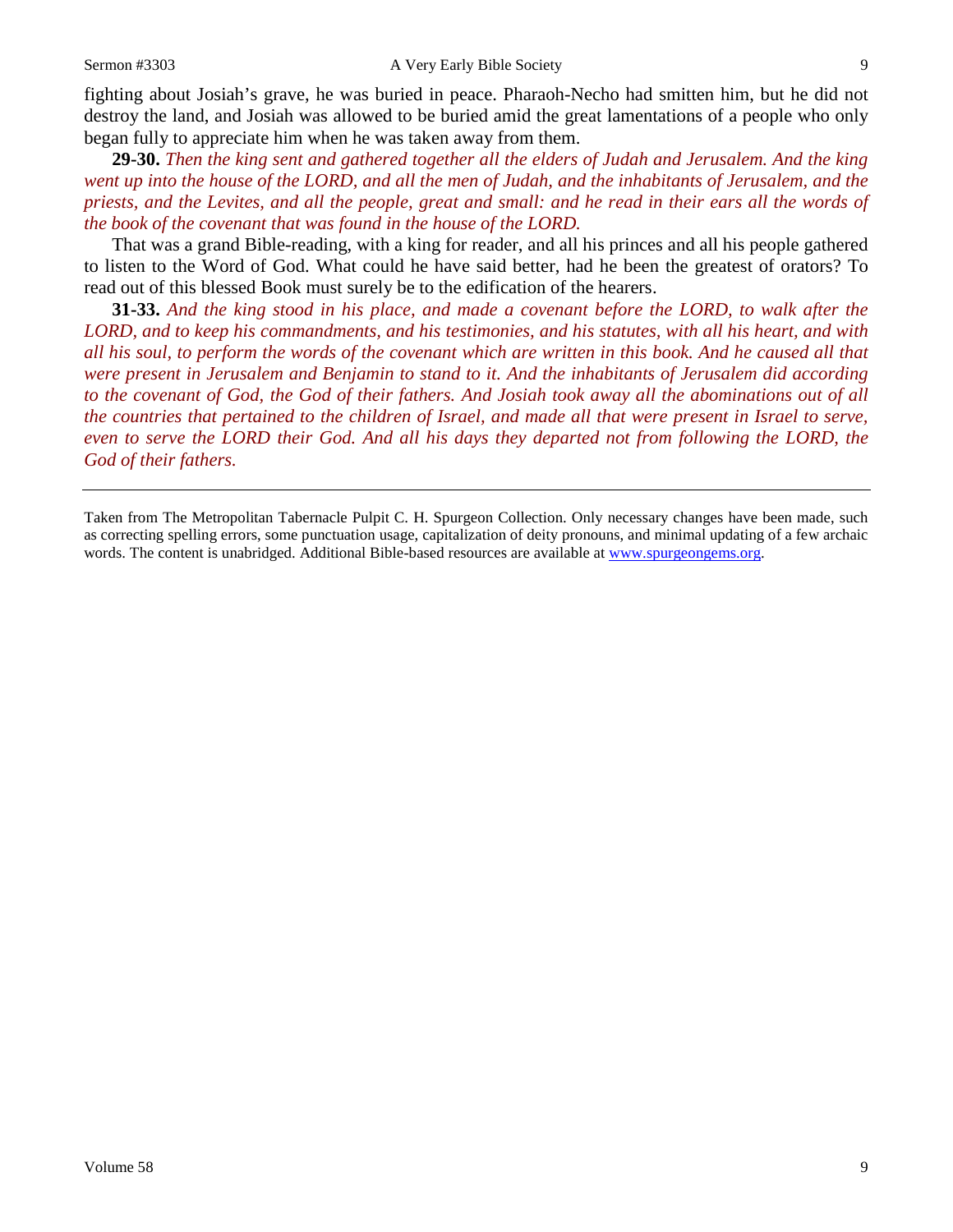fighting about Josiah's grave, he was buried in peace. Pharaoh-Necho had smitten him, but he did not destroy the land, and Josiah was allowed to be buried amid the great lamentations of a people who only began fully to appreciate him when he was taken away from them.

**29-30.** *Then the king sent and gathered together all the elders of Judah and Jerusalem. And the king went up into the house of the LORD, and all the men of Judah, and the inhabitants of Jerusalem, and the priests, and the Levites, and all the people, great and small: and he read in their ears all the words of the book of the covenant that was found in the house of the LORD.*

That was a grand Bible-reading, with a king for reader, and all his princes and all his people gathered to listen to the Word of God. What could he have said better, had he been the greatest of orators? To read out of this blessed Book must surely be to the edification of the hearers.

**31-33.** *And the king stood in his place, and made a covenant before the LORD, to walk after the LORD, and to keep his commandments, and his testimonies, and his statutes, with all his heart, and with all his soul, to perform the words of the covenant which are written in this book. And he caused all that were present in Jerusalem and Benjamin to stand to it. And the inhabitants of Jerusalem did according to the covenant of God, the God of their fathers. And Josiah took away all the abominations out of all the countries that pertained to the children of Israel, and made all that were present in Israel to serve, even to serve the LORD their God. And all his days they departed not from following the LORD, the God of their fathers.*

---

Taken from The Metropolitan Tabernacle Pulpit C. H. Spurgeon Collection. Only necessary changes have been made, such as correcting spelling errors, some punctuation usage, capitalization of deity pronouns, and minimal updating of a few archaic words. The content is unabridged. Additional Bible-based resources are available at [www.spurgeongems.org](http://www.spurgeongems.org).